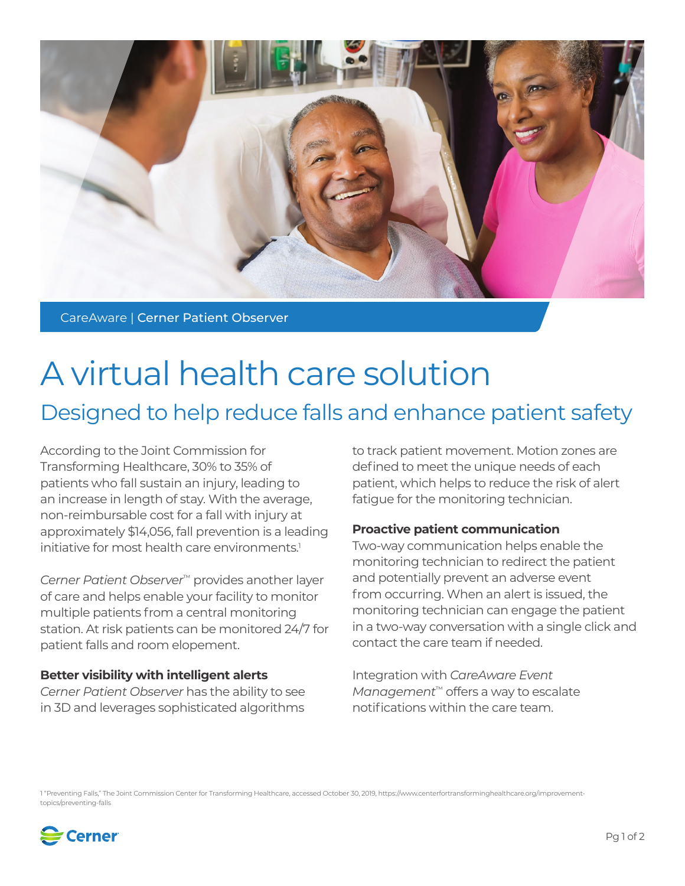CareAware | **Cerner Patient Observer**

# A virtual health care solution

## Designed to help reduce falls and enhance patient safety

According to the Joint Commission for Transforming Healthcare, 30% to 35% of patients who fall sustain an injury, leading to an increase in length of stay. With the average, non-reimbursable cost for a fall with injury at approximately $14,056, fall prevention is a leading initiative for most health care environments.[1]

*Cerner Patient Observer*™ provides another layer of care and helps enable your facility to monitor multiple patients from a central monitoring station. At risk patients can be monitored 24/7 for patient falls and room elopement.

**Better visibility with intelligent alerts**

*Cerner Patient Observer* has the ability to see in 3D and leverages sophisticated algorithms to track patient movement. Motion zones are defined to meet the unique needs of each patient, which helps to reduce the risk of alert fatigue for the monitoring technician.

**Proactive patient communication**

Two-way communication helps enable the monitoring technician to redirect the patient and potentially prevent an adverse event from occurring. When an alert is issued, the monitoring technician can engage the patient in a two-way conversation with a single click and contact the care team if needed.

Integration with *CareAware Event Management*™ offers a way to escalate notifications within the care team.

1 "Preventing Falls," The Joint Commission Center for Transforming Healthcare, accessed October 30, 2019, https://www.centerfortransforminghealthcare.org/improvement-topics/preventing-falls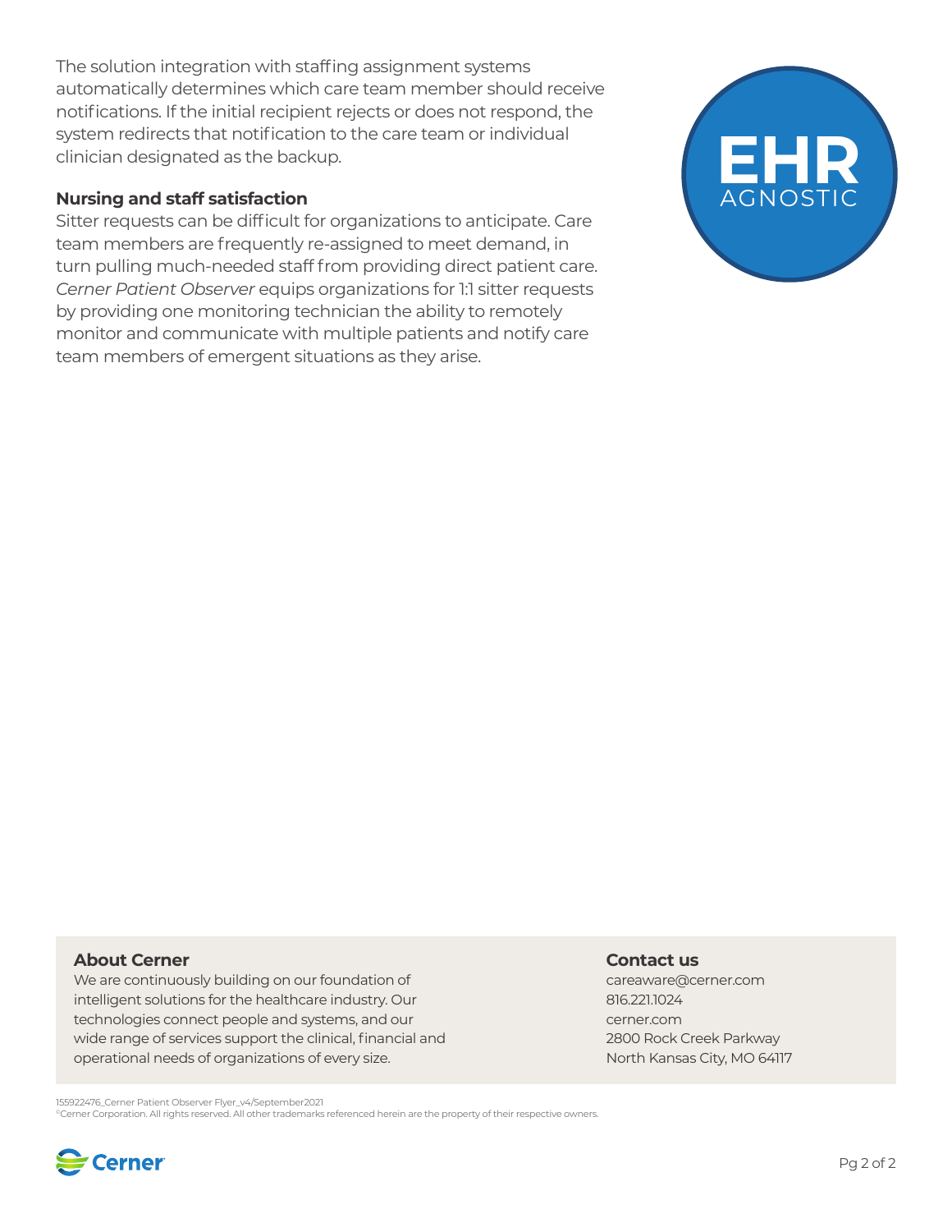The solution integration with staffing assignment systems automatically determines which care team member should receive notifications. If the initial recipient rejects or does not respond, the system redirects that notification to the care team or individual clinician designated as the backup.

**EHR AGNOSTIC**

### Nursing and staff satisfaction

Sitter requests can be difficult for organizations to anticipate. Care team members are frequently re-assigned to meet demand, in turn pulling much-needed staff from providing direct patient care. *Cerner Patient Observer* equips organizations for 1:1 sitter requests by providing one monitoring technician the ability to remotely monitor and communicate with multiple patients and notify care team members of emergent situations as they arise.

### About Cerner

We are continuously building on our foundation of intelligent solutions for the healthcare industry. Our technologies connect people and systems, and our wide range of services support the clinical, financial and operational needs of organizations of every size.

### Contact us

careaware@cerner.com
816.221.1024
cerner.com
2800 Rock Creek Parkway
North Kansas City, MO 64117

155922476_Cerner Patient Observer Flyer_v4/September2021
©Cerner Corporation. All rights reserved. All other trademarks referenced herein are the property of their respective owners.

Cerner